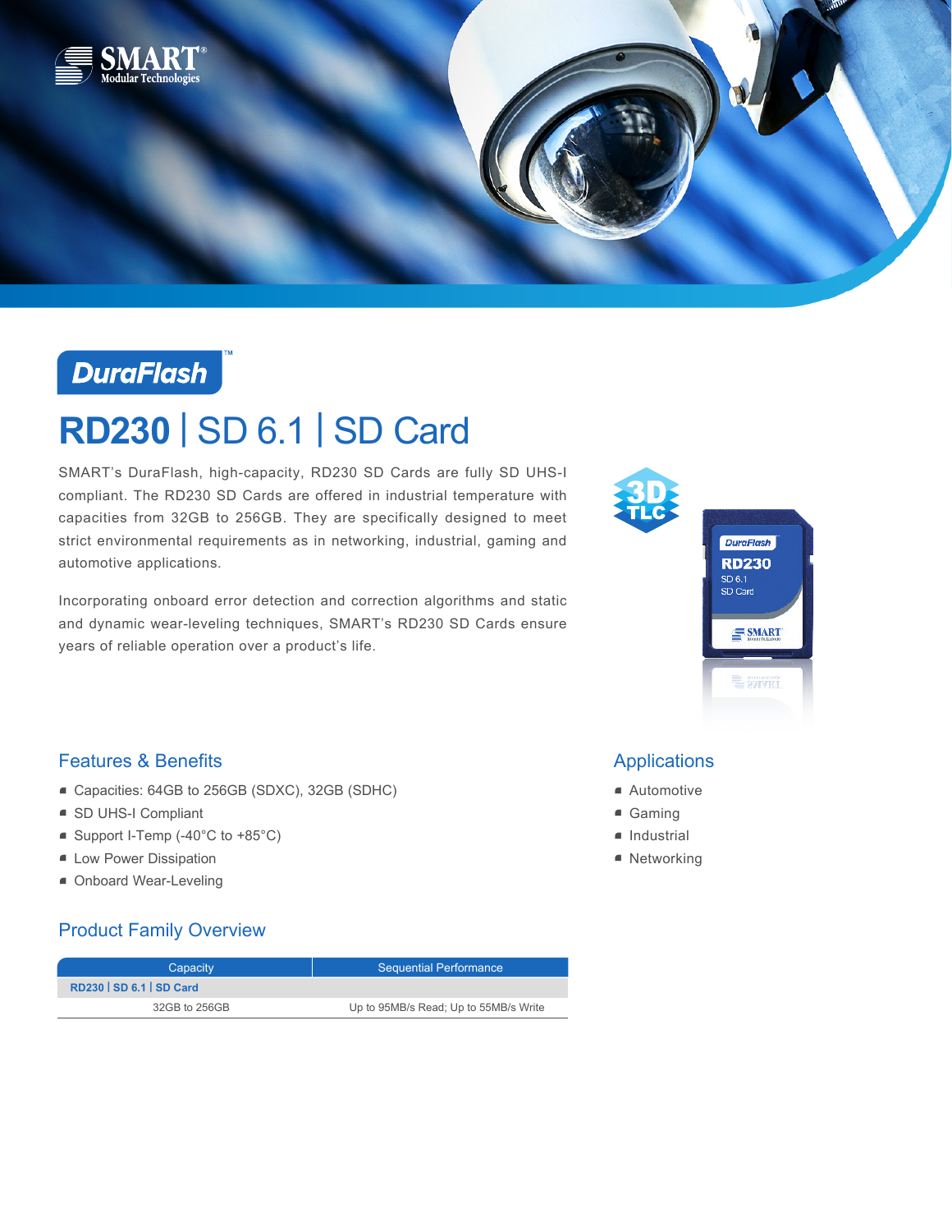DuraFlash™

# RD230 | SD 6.1 | SD Card

SMART's DuraFlash, high-capacity, RD230 SD Cards are fully SD UHS-I compliant. The RD230 SD Cards are offered in industrial temperature with capacities from 32GB to 256GB. They are specifically designed to meet strict environmental requirements as in networking, industrial, gaming and automotive applications.

Incorporating onboard error detection and correction algorithms and static and dynamic wear-leveling techniques, SMART's RD230 SD Cards ensure years of reliable operation over a product's life.

## Features & Benefits

- Capacities: 64GB to 256GB (SDXC), 32GB (SDHC)
- SD UHS-I Compliant
- Support I-Temp (-40°C to +85°C)
- Low Power Dissipation
- Onboard Wear-Leveling

## Applications

- Automotive
- Gaming
- Industrial
- Networking

## Product Family Overview

| Capacity | Sequential Performance |
|---|---|
| **RD230 \| SD 6.1 \| SD Card** | |
| 32GB to 256GB | Up to 95MB/s Read; Up to 55MB/s Write |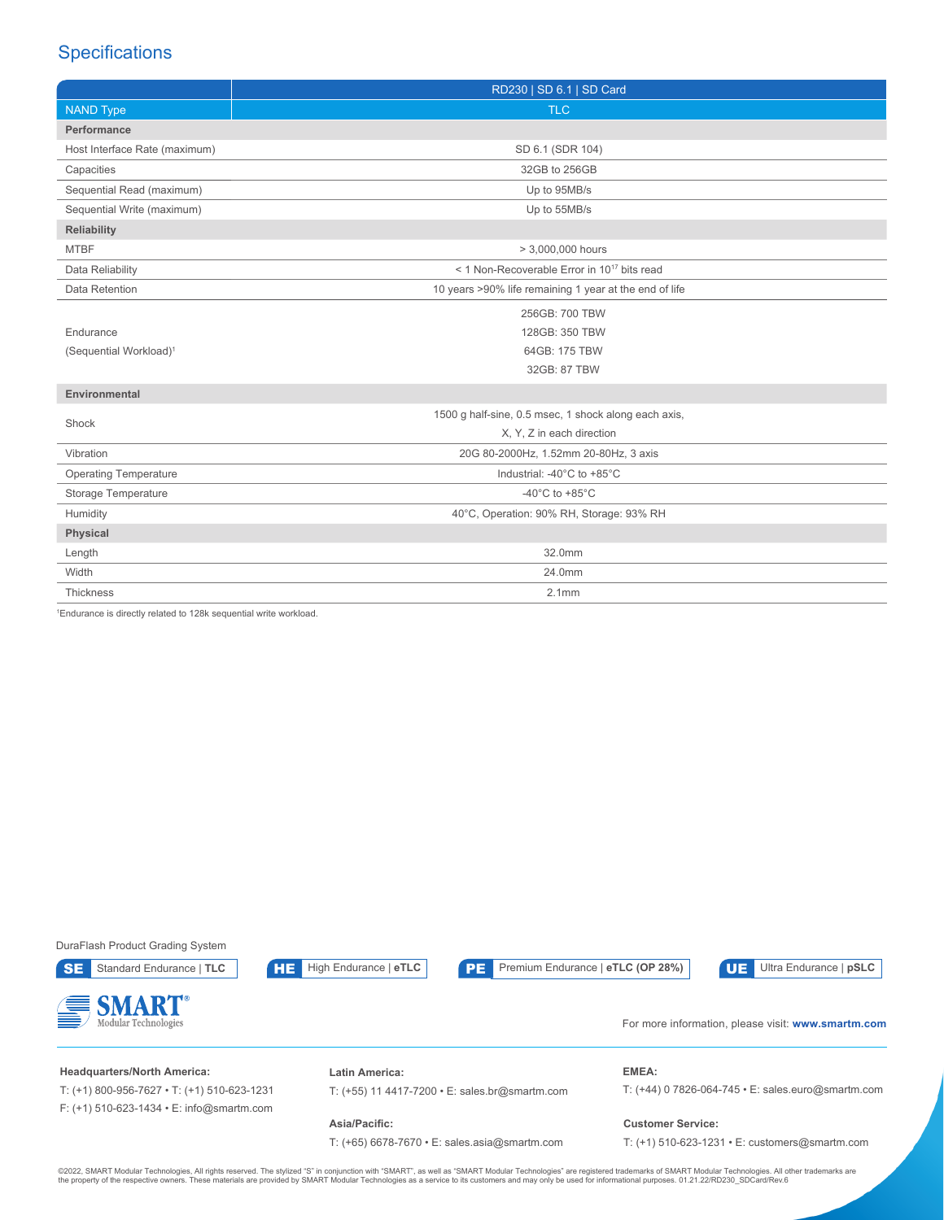## Specifications

| | RD230 \| SD 6.1 \| SD Card |
|---|---|
| NAND Type | TLC |
| **Performance** | |
| Host Interface Rate (maximum) | SD 6.1 (SDR 104) |
| Capacities | 32GB to 256GB |
| Sequential Read (maximum) | Up to 95MB/s |
| Sequential Write (maximum) | Up to 55MB/s |
| **Reliability** | |
| MTBF | > 3,000,000 hours |
| Data Reliability | < 1 Non-Recoverable Error in $10^{17}$ bits read |
| Data Retention | 10 years >90% life remaining 1 year at the end of life |
| Endurance (Sequential Workload)[1] | 256GB: 700 TBW<br>128GB: 350 TBW<br>64GB: 175 TBW<br>32GB: 87 TBW |
| **Environmental** | |
| Shock | 1500 g half-sine, 0.5 msec, 1 shock along each axis, X, Y, Z in each direction |
| Vibration | 20G 80-2000Hz, 1.52mm 20-80Hz, 3 axis |
| Operating Temperature | Industrial: -40°C to +85°C |
| Storage Temperature | -40°C to +85°C |
| Humidity | 40°C, Operation: 90% RH, Storage: 93% RH |
| **Physical** | |
| Length | 32.0mm |
| Width | 24.0mm |
| Thickness | 2.1mm |

[1]Endurance is directly related to 128k sequential write workload.

DuraFlash Product Grading System

**SE** Standard Endurance | **TLC**

**HE** High Endurance | **eTLC**

**PE** Premium Endurance | **eTLC (OP 28%)**

**UE** Ultra Endurance | **pSLC**

SMART® Modular Technologies

For more information, please visit: **www.smartm.com**

**Headquarters/North America:**
T: (+1) 800-956-7627 • T: (+1) 510-623-1231
F: (+1) 510-623-1434 • E: info@smartm.com

**Latin America:**
T: (+55) 11 4417-7200 • E: sales.br@smartm.com

**Asia/Pacific:**
T: (+65) 6678-7670 • E: sales.asia@smartm.com

**EMEA:**
T: (+44) 0 7826-064-745 • E: sales.euro@smartm.com

**Customer Service:**
T: (+1) 510-623-1231 • E: customers@smartm.com

©2022, SMART Modular Technologies, All rights reserved. The stylized "S" in conjunction with "SMART", as well as "SMART Modular Technologies" are registered trademarks of SMART Modular Technologies. All other trademarks are the property of the respective owners. These materials are provided by SMART Modular Technologies as a service to its customers and may only be used for informational purposes. 01.21.22/RD230_SDCard/Rev.6